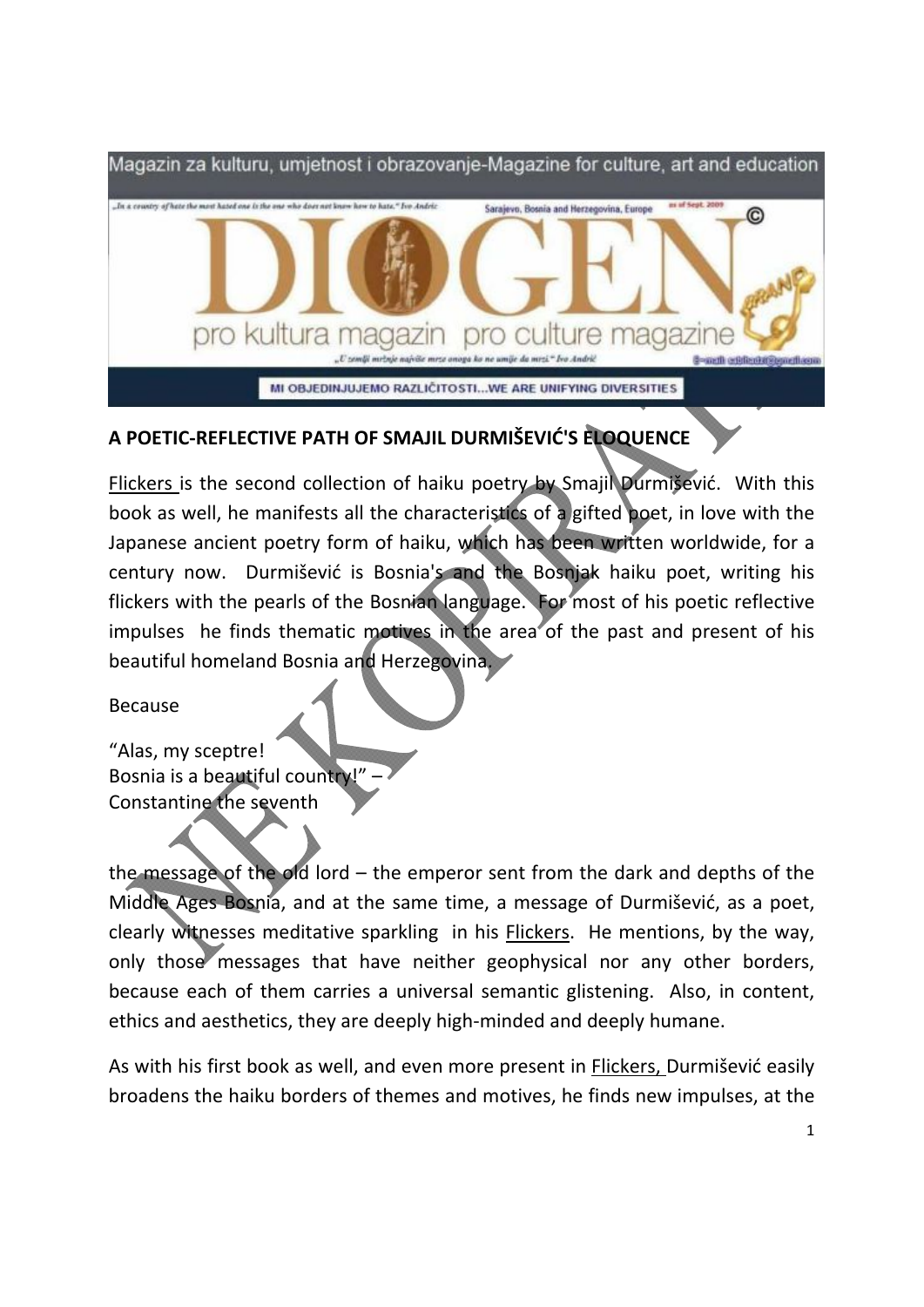Magazin za kulturu, umjetnost i obrazovanje-Magazine for culture, art and education

DIOGEN pro kultura magazin pro culture magazine

MI OBJEDINJUJEMO RAZLIČITOSTI...WE ARE UNIFYING DIVERSITIES

**A POETIC-REFLECTIVE PATH OF SMAJIL DURMIŠEVIĆ'S ELOQUENCE**

Flickers is the second collection of haiku poetry by Smajil Durmišević. With this book as well, he manifests all the characteristics of a gifted poet, in love with the Japanese ancient poetry form of haiku, which has been written worldwide, for a century now. Durmišević is Bosnia's and the Bosnjak haiku poet, writing his flickers with the pearls of the Bosnian language. For most of his poetic reflective impulses he finds thematic motives in the area of the past and present of his beautiful homeland Bosnia and Herzegovina.

Because

"Alas, my sceptre!  
Bosnia is a beautiful country!" –  
Constantine the seventh

the message of the old lord – the emperor sent from the dark and depths of the Middle Ages Bosnia, and at the same time, a message of Durmišević, as a poet, clearly witnesses meditative sparkling in his Flickers. He mentions, by the way, only those messages that have neither geophysical nor any other borders, because each of them carries a universal semantic glistening. Also, in content, ethics and aesthetics, they are deeply high-minded and deeply humane.

As with his first book as well, and even more present in Flickers, Durmišević easily broadens the haiku borders of themes and motives, he finds new impulses, at the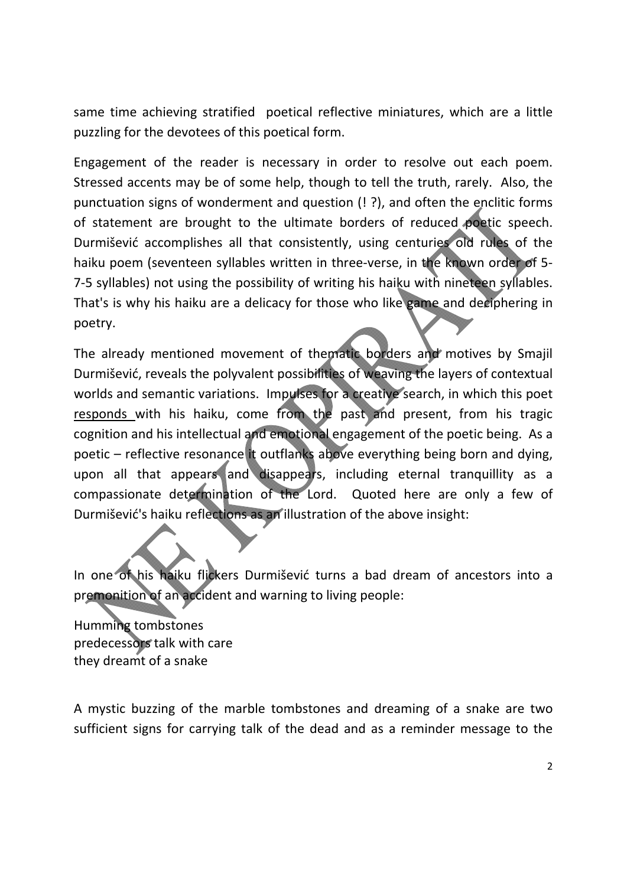same time achieving stratified poetical reflective miniatures, which are a little puzzling for the devotees of this poetical form.

Engagement of the reader is necessary in order to resolve out each poem. Stressed accents may be of some help, though to tell the truth, rarely. Also, the punctuation signs of wonderment and question (! ?), and often the enclitic forms of statement are brought to the ultimate borders of reduced poetic speech. Durmišević accomplishes all that consistently, using centuries old rules of the haiku poem (seventeen syllables written in three-verse, in the known order of 5-7-5 syllables) not using the possibility of writing his haiku with nineteen syllables. That's is why his haiku are a delicacy for those who like game and deciphering in poetry.

The already mentioned movement of thematic borders and motives by Smajil Durmišević, reveals the polyvalent possibilities of weaving the layers of contextual worlds and semantic variations. Impulses for a creative search, in which this poet responds with his haiku, come from the past and present, from his tragic cognition and his intellectual and emotional engagement of the poetic being. As a poetic – reflective resonance it outflanks above everything being born and dying, upon all that appears and disappears, including eternal tranquillity as a compassionate determination of the Lord. Quoted here are only a few of Durmišević's haiku reflections as an illustration of the above insight:

In one of his haiku flickers Durmišević turns a bad dream of ancestors into a premonition of an accident and warning to living people:

Humming tombstones
predecessors talk with care
they dreamt of a snake

A mystic buzzing of the marble tombstones and dreaming of a snake are two sufficient signs for carrying talk of the dead and as a reminder message to the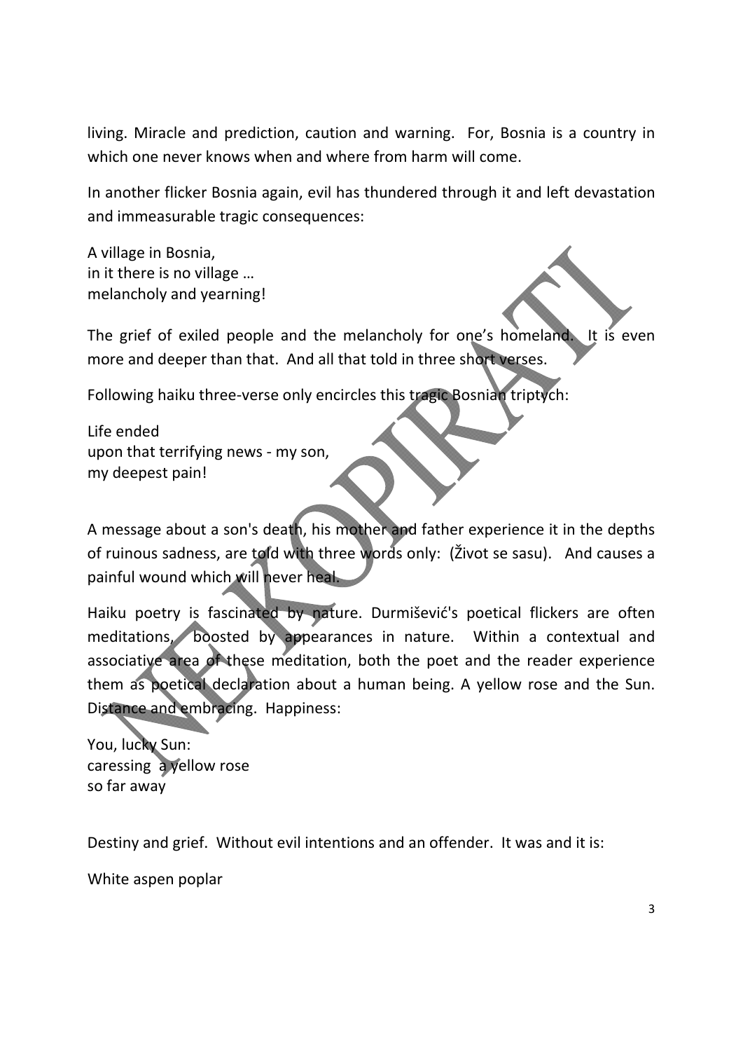living. Miracle and prediction, caution and warning. For, Bosnia is a country in which one never knows when and where from harm will come.

In another flicker Bosnia again, evil has thundered through it and left devastation and immeasurable tragic consequences:

A village in Bosnia,  
in it there is no village …  
melancholy and yearning!

The grief of exiled people and the melancholy for one's homeland. It is even more and deeper than that. And all that told in three short verses.

Following haiku three-verse only encircles this tragic Bosnian triptych:

Life ended  
upon that terrifying news - my son,  
my deepest pain!

A message about a son's death, his mother and father experience it in the depths of ruinous sadness, are told with three words only: (Život se sasu). And causes a painful wound which will never heal.

Haiku poetry is fascinated by nature. Durmišević's poetical flickers are often meditations, boosted by appearances in nature. Within a contextual and associative area of these meditation, both the poet and the reader experience them as poetical declaration about a human being. A yellow rose and the Sun. Distance and embracing. Happiness:

You, lucky Sun:  
caressing a yellow rose  
so far away

Destiny and grief. Without evil intentions and an offender. It was and it is:

White aspen poplar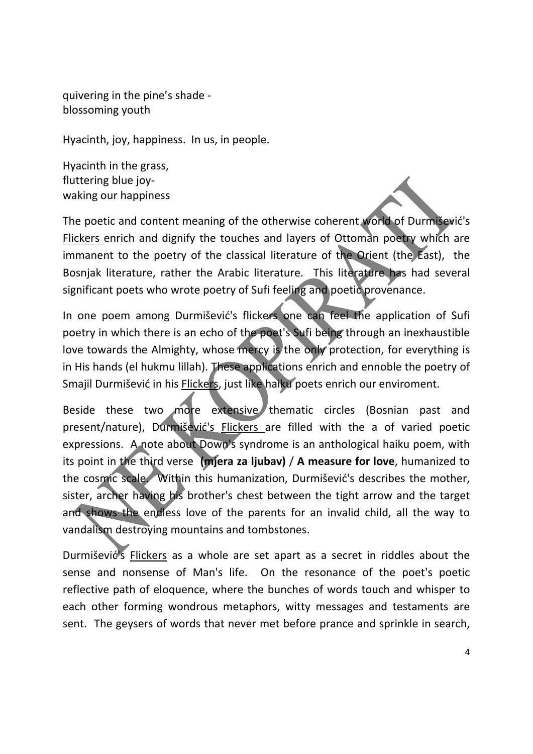quivering in the pine's shade -
blossoming youth

Hyacinth, joy, happiness. In us, in people.

Hyacinth in the grass,
fluttering blue joy-
waking our happiness

The poetic and content meaning of the otherwise coherent world of Durmišević's Flickers enrich and dignify the touches and layers of Ottoman poetry which are immanent to the poetry of the classical literature of the Orient (the East), the Bosnjak literature, rather the Arabic literature. This literature has had several significant poets who wrote poetry of Sufi feeling and poetic provenance.

In one poem among Durmišević's flickers one can feel the application of Sufi poetry in which there is an echo of the poet's Sufi being through an inexhaustible love towards the Almighty, whose mercy is the only protection, for everything is in His hands (el hukmu lillah). These applications enrich and ennoble the poetry of Smajil Durmišević in his Flickers, just like haiku poets enrich our enviroment.

Beside these two more extensive thematic circles (Bosnian past and present/nature), Durmišević's Flickers are filled with the a of varied poetic expressions. A note about Down's syndrome is an anthological haiku poem, with its point in the third verse **(mjera za ljubav)** / **A measure for love**, humanized to the cosmic scale. Within this humanization, Durmišević's describes the mother, sister, archer having his brother's chest between the tight arrow and the target and shows the endless love of the parents for an invalid child, all the way to vandalism destroying mountains and tombstones.

Durmišević's Flickers as a whole are set apart as a secret in riddles about the sense and nonsense of Man's life. On the resonance of the poet's poetic reflective path of eloquence, where the bunches of words touch and whisper to each other forming wondrous metaphors, witty messages and testaments are sent. The geysers of words that never met before prance and sprinkle in search,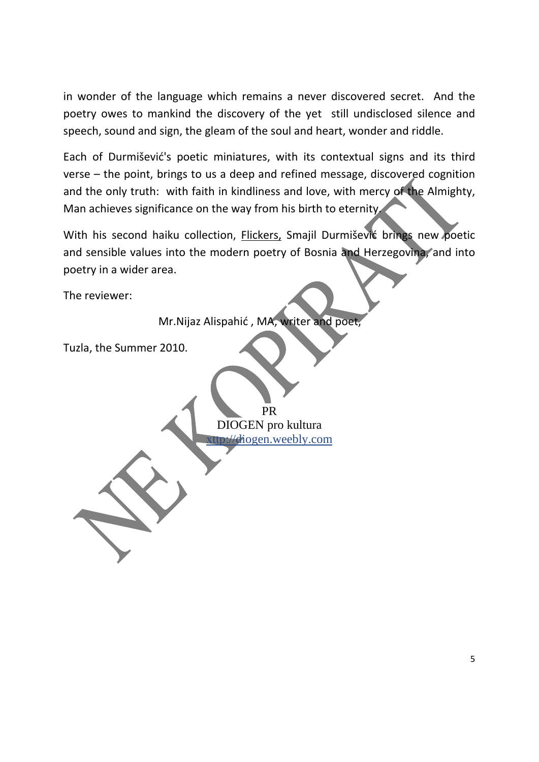in wonder of the language which remains a never discovered secret. And the poetry owes to mankind the discovery of the yet still undisclosed silence and speech, sound and sign, the gleam of the soul and heart, wonder and riddle.

Each of Durmišević's poetic miniatures, with its contextual signs and its third verse – the point, brings to us a deep and refined message, discovered cognition and the only truth: with faith in kindliness and love, with mercy of the Almighty, Man achieves significance on the way from his birth to eternity.

With his second haiku collection, Flickers, Smajil Durmišević brings new poetic and sensible values into the modern poetry of Bosnia and Herzegovina, and into poetry in a wider area.

The reviewer:

Mr.Nijaz Alispahić , MA, writer and poet,

Tuzla, the Summer 2010.

PR
DIOGEN pro kultura
xttp://diogen.weebly.com